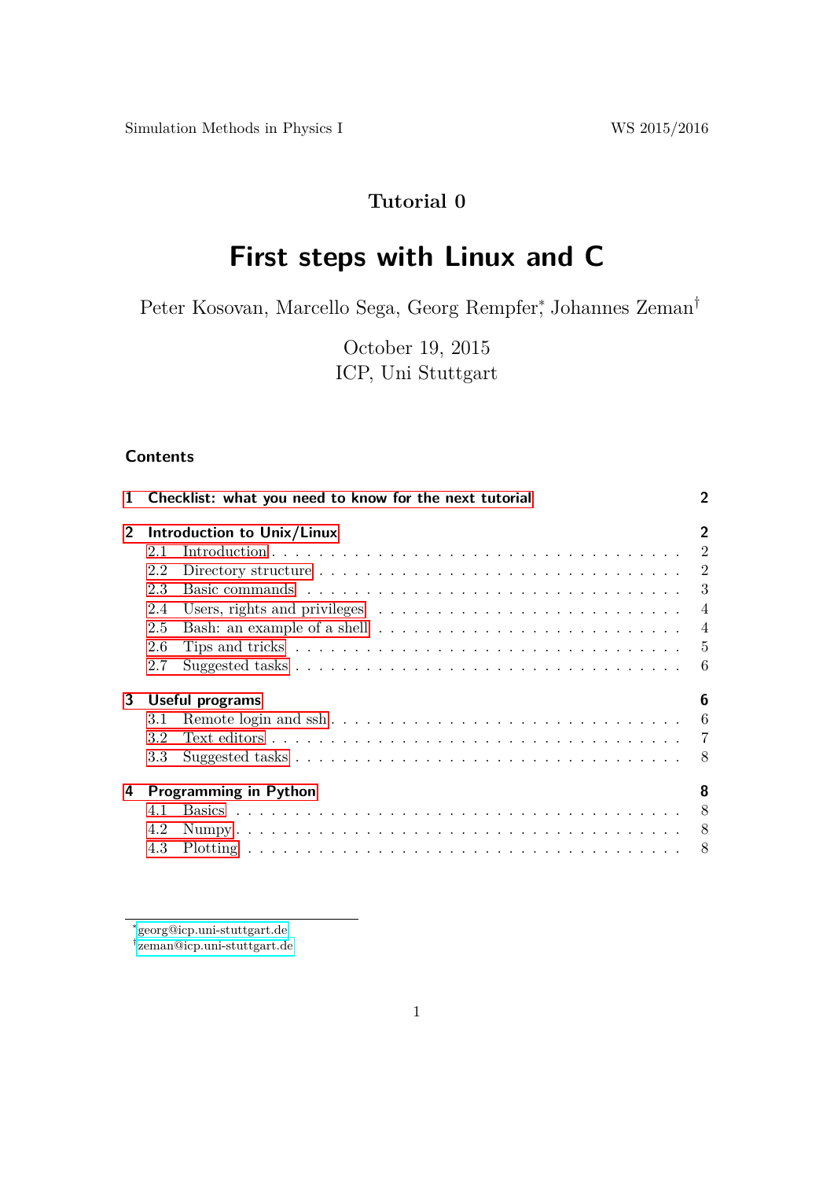Tutorial 0

# First steps with Linux and C

Peter Kosovan, Marcello Sega, Georg Rempfer*, Johannes Zeman†

October 19, 2015
ICP, Uni Stuttgart

## Contents

1 Checklist: what you need to know for the next tutorial ..... 2

2 Introduction to Unix/Linux ..... 2
- 2.1 Introduction ..... 2
- 2.2 Directory structure ..... 2
- 2.3 Basic commands ..... 3
- 2.4 Users, rights and privileges ..... 4
- 2.5 Bash: an example of a shell ..... 4
- 2.6 Tips and tricks ..... 5
- 2.7 Suggested tasks ..... 6

3 Useful programs ..... 6
- 3.1 Remote login and ssh ..... 6
- 3.2 Text editors ..... 7
- 3.3 Suggested tasks ..... 8

4 Programming in Python ..... 8
- 4.1 Basics ..... 8
- 4.2 Numpy ..... 8
- 4.3 Plotting ..... 8

---

*georg@icp.uni-stuttgart.de
†zeman@icp.uni-stuttgart.de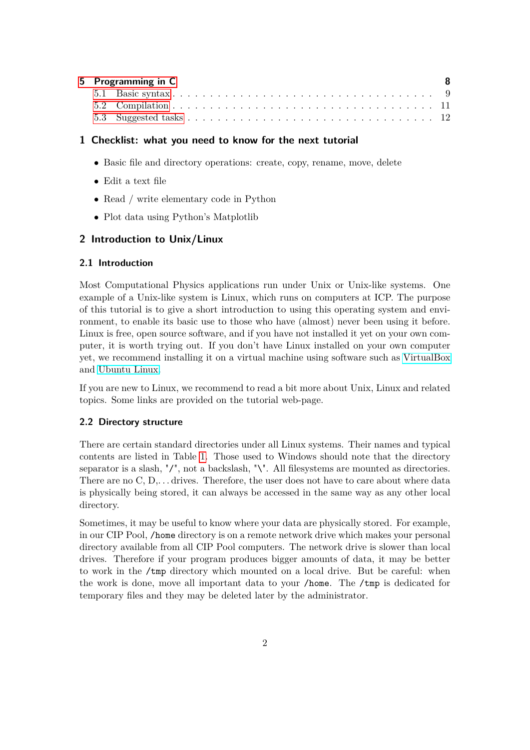| | | |
|---|---|---|
| **5** | **Programming in C** | **8** |
| 5.1 | Basic syntax | 9 |
| 5.2 | Compilation | 11 |
| 5.3 | Suggested tasks | 12 |

## 1 Checklist: what you need to know for the next tutorial

- Basic file and directory operations: create, copy, rename, move, delete
- Edit a text file
- Read / write elementary code in Python
- Plot data using Python's Matplotlib

## 2 Introduction to Unix/Linux

### 2.1 Introduction

Most Computational Physics applications run under Unix or Unix-like systems. One example of a Unix-like system is Linux, which runs on computers at ICP. The purpose of this tutorial is to give a short introduction to using this operating system and environment, to enable its basic use to those who have (almost) never been using it before. Linux is free, open source software, and if you have not installed it yet on your own computer, it is worth trying out. If you don't have Linux installed on your own computer yet, we recommend installing it on a virtual machine using software such as VirtualBox and Ubuntu Linux.

If you are new to Linux, we recommend to read a bit more about Unix, Linux and related topics. Some links are provided on the tutorial web-page.

### 2.2 Directory structure

There are certain standard directories under all Linux systems. Their names and typical contents are listed in Table 1. Those used to Windows should note that the directory separator is a slash, "/", not a backslash, "\". All filesystems are mounted as directories. There are no C, D,... drives. Therefore, the user does not have to care about where data is physically being stored, it can always be accessed in the same way as any other local directory.

Sometimes, it may be useful to know where your data are physically stored. For example, in our CIP Pool, `/home` directory is on a remote network drive which makes your personal directory available from all CIP Pool computers. The network drive is slower than local drives. Therefore if your program produces bigger amounts of data, it may be better to work in the `/tmp` directory which mounted on a local drive. But be careful: when the work is done, move all important data to your `/home`. The `/tmp` is dedicated for temporary files and they may be deleted later by the administrator.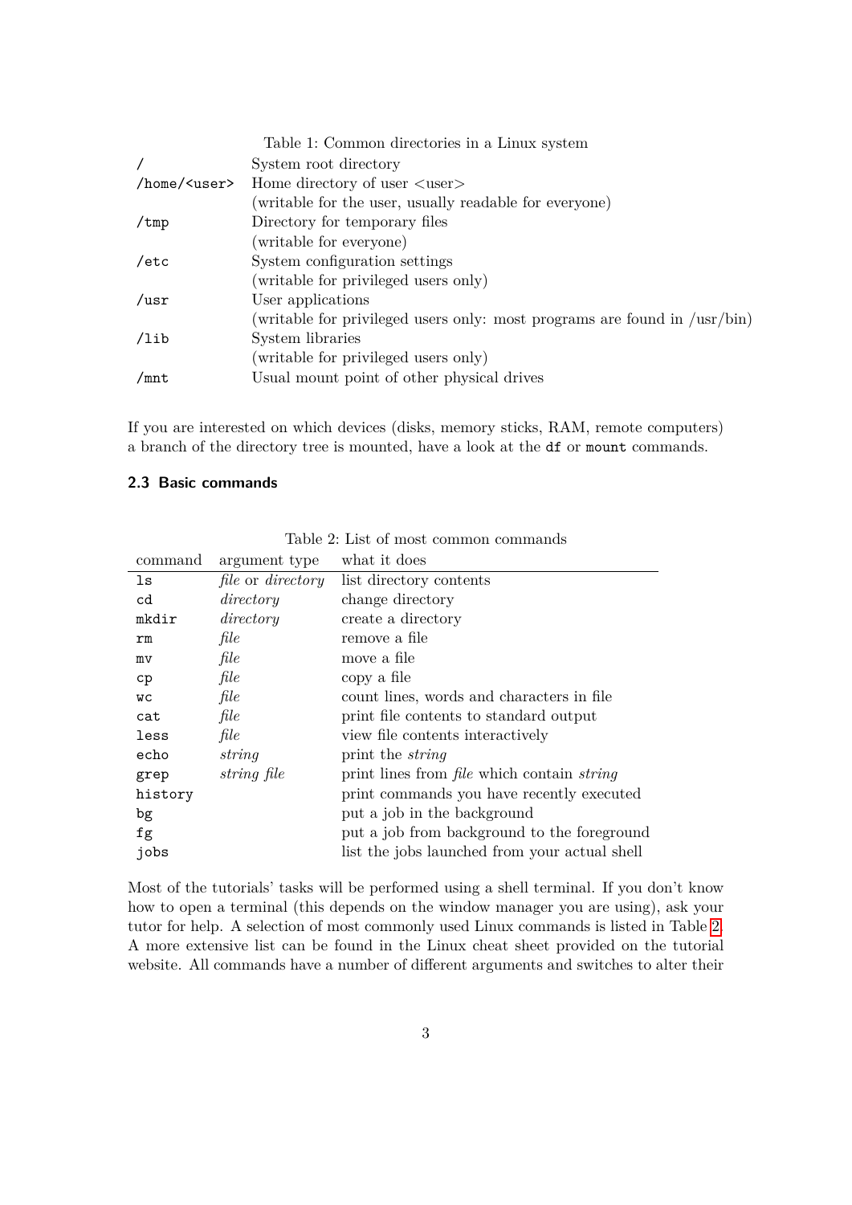Table 1: Common directories in a Linux system

| | |
|---|---|
| `/` | System root directory |
| `/home/<user>` | Home directory of user <user> (writable for the user, usually readable for everyone) |
| `/tmp` | Directory for temporary files (writable for everyone) |
| `/etc` | System configuration settings (writable for privileged users only) |
| `/usr` | User applications (writable for privileged users only: most programs are found in /usr/bin) |
| `/lib` | System libraries (writable for privileged users only) |
| `/mnt` | Usual mount point of other physical drives |

If you are interested on which devices (disks, memory sticks, RAM, remote computers) a branch of the directory tree is mounted, have a look at the `df` or `mount` commands.

### 2.3 Basic commands

Table 2: List of most common commands

| command | argument type | what it does |
|---|---|---|
| `ls` | *file* or *directory* | list directory contents |
| `cd` | *directory* | change directory |
| `mkdir` | *directory* | create a directory |
| `rm` | *file* | remove a file |
| `mv` | *file* | move a file |
| `cp` | *file* | copy a file |
| `wc` | *file* | count lines, words and characters in file |
| `cat` | *file* | print file contents to standard output |
| `less` | *file* | view file contents interactively |
| `echo` | *string* | print the *string* |
| `grep` | *string file* | print lines from *file* which contain *string* |
| `history` | | print commands you have recently executed |
| `bg` | | put a job in the background |
| `fg` | | put a job from background to the foreground |
| `jobs` | | list the jobs launched from your actual shell |

Most of the tutorials' tasks will be performed using a shell terminal. If you don't know how to open a terminal (this depends on the window manager you are using), ask your tutor for help. A selection of most commonly used Linux commands is listed in Table 2. A more extensive list can be found in the Linux cheat sheet provided on the tutorial website. All commands have a number of different arguments and switches to alter their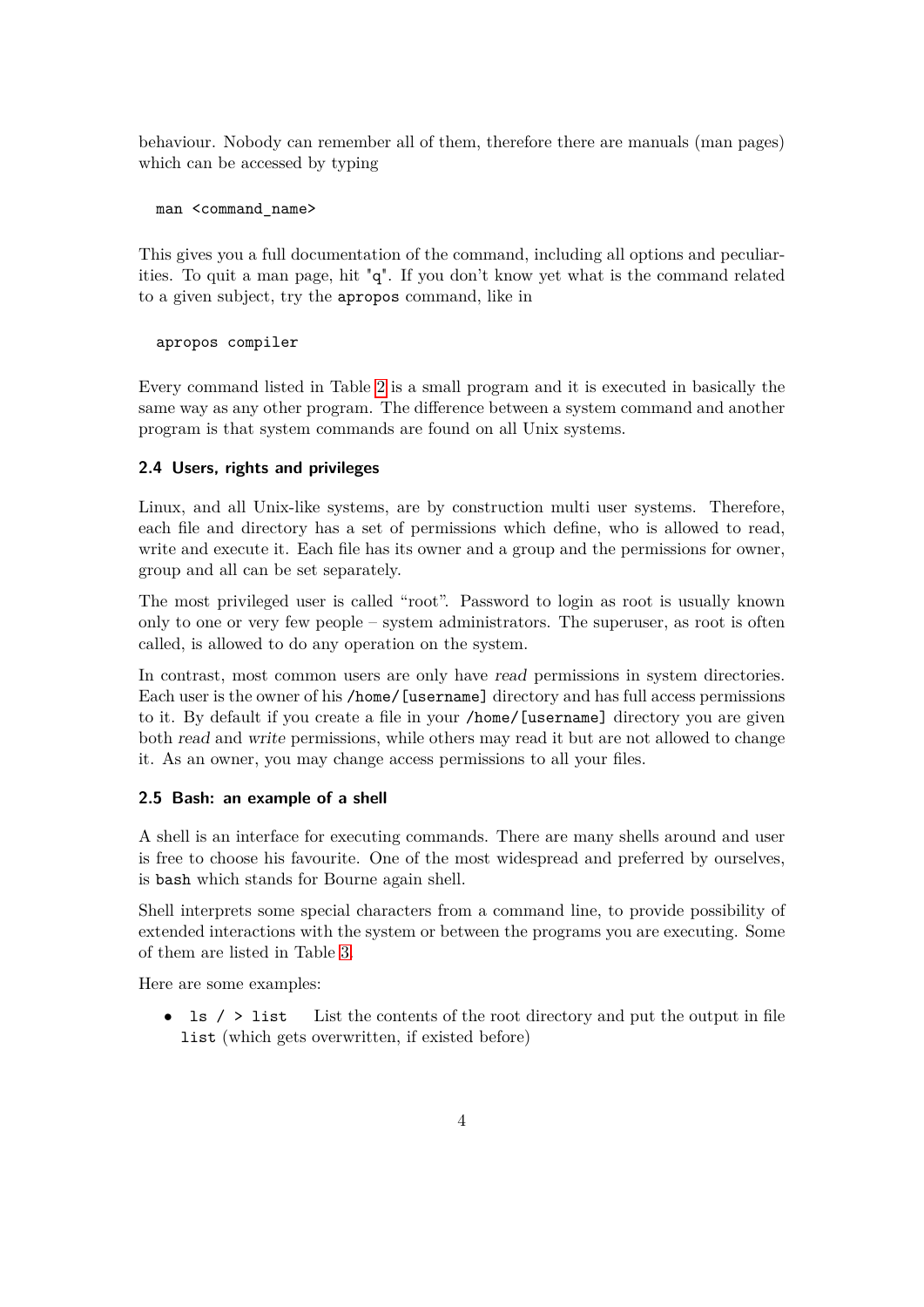behaviour. Nobody can remember all of them, therefore there are manuals (man pages) which can be accessed by typing

```
man <command_name>
```

This gives you a full documentation of the command, including all options and peculiarities. To quit a man page, hit "q". If you don't know yet what is the command related to a given subject, try the `apropos` command, like in

```
apropos compiler
```

Every command listed in Table 2 is a small program and it is executed in basically the same way as any other program. The difference between a system command and another program is that system commands are found on all Unix systems.

### 2.4 Users, rights and privileges

Linux, and all Unix-like systems, are by construction multi user systems. Therefore, each file and directory has a set of permissions which define, who is allowed to read, write and execute it. Each file has its owner and a group and the permissions for owner, group and all can be set separately.

The most privileged user is called "root". Password to login as root is usually known only to one or very few people – system administrators. The superuser, as root is often called, is allowed to do any operation on the system.

In contrast, most common users are only have *read* permissions in system directories. Each user is the owner of his `/home/[username]` directory and has full access permissions to it. By default if you create a file in your `/home/[username]` directory you are given both *read* and *write* permissions, while others may read it but are not allowed to change it. As an owner, you may change access permissions to all your files.

### 2.5 Bash: an example of a shell

A shell is an interface for executing commands. There are many shells around and user is free to choose his favourite. One of the most widespread and preferred by ourselves, is `bash` which stands for Bourne again shell.

Shell interprets some special characters from a command line, to provide possibility of extended interactions with the system or between the programs you are executing. Some of them are listed in Table 3.

Here are some examples:

- `ls / > list` List the contents of the root directory and put the output in file `list` (which gets overwritten, if existed before)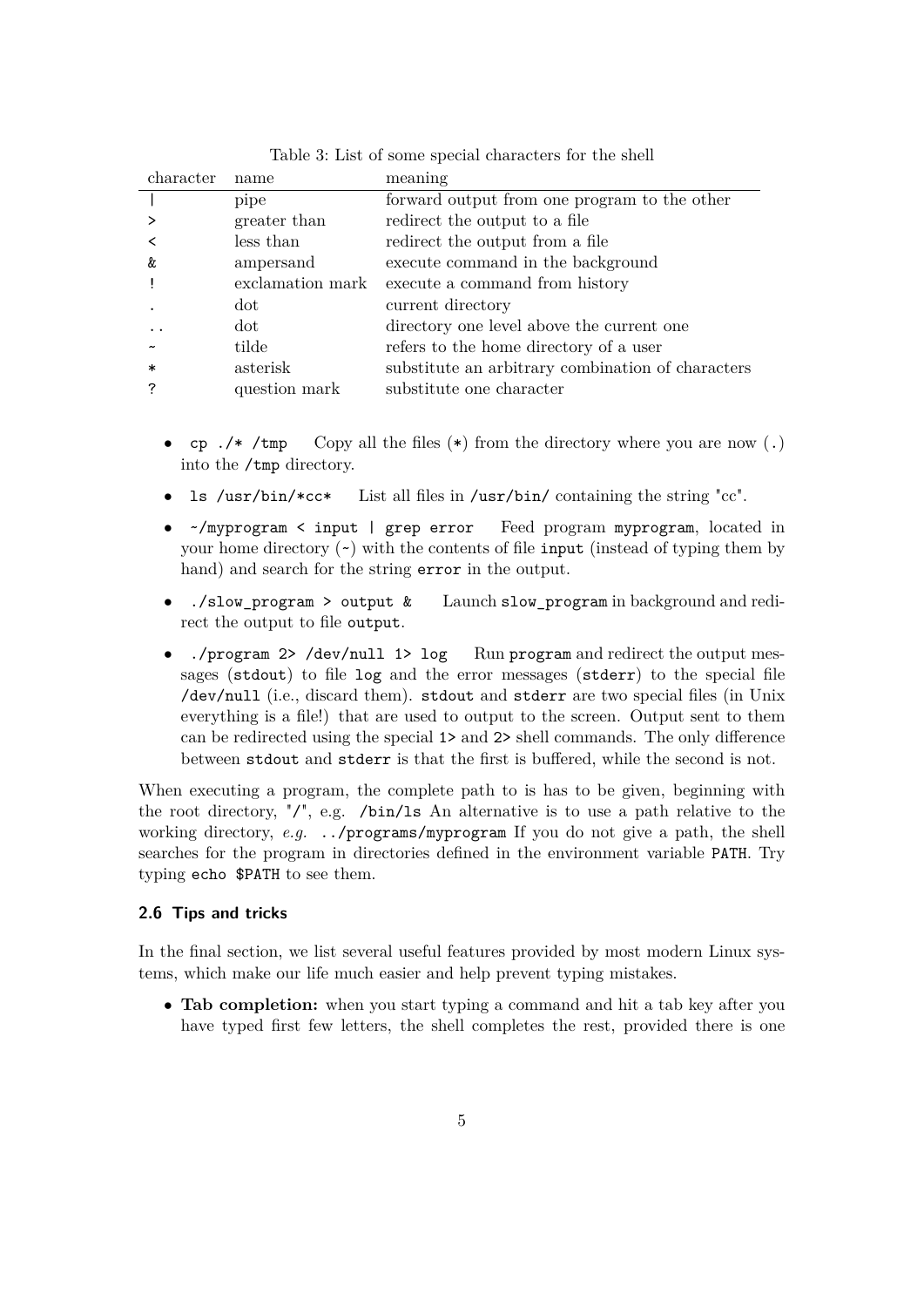Table 3: List of some special characters for the shell

| character | name | meaning |
|---|---|---|
| `|` | pipe | forward output from one program to the other |
| `>` | greater than | redirect the output to a file |
| `<` | less than | redirect the output from a file |
| `&` | ampersand | execute command in the background |
| `!` | exclamation mark | execute a command from history |
| `.` | dot | current directory |
| `..` | dot | directory one level above the current one |
| `~` | tilde | refers to the home directory of a user |
| `*` | asterisk | substitute an arbitrary combination of characters |
| `?` | question mark | substitute one character |

- `cp ./* /tmp` Copy all the files (`*`) from the directory where you are now (`.`) into the `/tmp` directory.
- `ls /usr/bin/*cc*` List all files in `/usr/bin/` containing the string "cc".
- `~/myprogram < input | grep error` Feed program `myprogram`, located in your home directory (`~`) with the contents of file `input` (instead of typing them by hand) and search for the string `error` in the output.
- `./slow_program > output &` Launch `slow_program` in background and redirect the output to file `output`.
- `./program 2> /dev/null 1> log` Run `program` and redirect the output messages (`stdout`) to file `log` and the error messages (`stderr`) to the special file `/dev/null` (i.e., discard them). `stdout` and `stderr` are two special files (in Unix everything is a file!) that are used to output to the screen. Output sent to them can be redirected using the special `1>` and `2>` shell commands. The only difference between `stdout` and `stderr` is that the first is buffered, while the second is not.

When executing a program, the complete path to is has to be given, beginning with the root directory, "`/`", e.g. `/bin/ls` An alternative is to use a path relative to the working directory, *e.g.* `../programs/myprogram` If you do not give a path, the shell searches for the program in directories defined in the environment variable `PATH`. Try typing `echo $PATH` to see them.

### 2.6 Tips and tricks

In the final section, we list several useful features provided by most modern Linux systems, which make our life much easier and help prevent typing mistakes.

- **Tab completion:** when you start typing a command and hit a tab key after you have typed first few letters, the shell completes the rest, provided there is one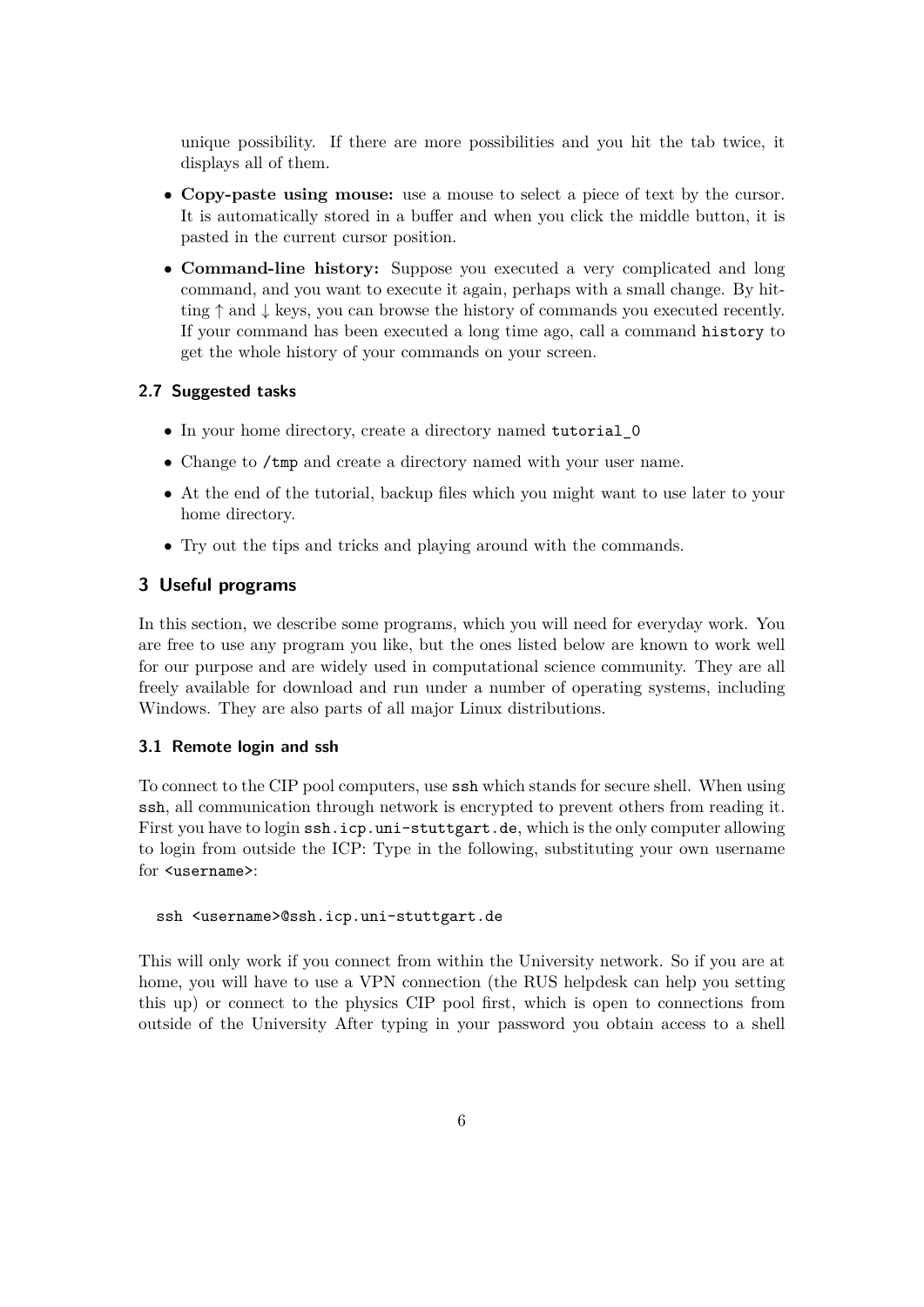unique possibility. If there are more possibilities and you hit the tab twice, it displays all of them.

- **Copy-paste using mouse:** use a mouse to select a piece of text by the cursor. It is automatically stored in a buffer and when you click the middle button, it is pasted in the current cursor position.
- **Command-line history:** Suppose you executed a very complicated and long command, and you want to execute it again, perhaps with a small change. By hitting ↑ and ↓ keys, you can browse the history of commands you executed recently. If your command has been executed a long time ago, call a command `history` to get the whole history of your commands on your screen.

### 2.7 Suggested tasks

- In your home directory, create a directory named `tutorial_0`
- Change to `/tmp` and create a directory named with your user name.
- At the end of the tutorial, backup files which you might want to use later to your home directory.
- Try out the tips and tricks and playing around with the commands.

## 3 Useful programs

In this section, we describe some programs, which you will need for everyday work. You are free to use any program you like, but the ones listed below are known to work well for our purpose and are widely used in computational science community. They are all freely available for download and run under a number of operating systems, including Windows. They are also parts of all major Linux distributions.

### 3.1 Remote login and ssh

To connect to the CIP pool computers, use `ssh` which stands for secure shell. When using `ssh`, all communication through network is encrypted to prevent others from reading it. First you have to login `ssh.icp.uni-stuttgart.de`, which is the only computer allowing to login from outside the ICP: Type in the following, substituting your own username for `<username>`:

```
ssh <username>@ssh.icp.uni-stuttgart.de
```

This will only work if you connect from within the University network. So if you are at home, you will have to use a VPN connection (the RUS helpdesk can help you setting this up) or connect to the physics CIP pool first, which is open to connections from outside of the University After typing in your password you obtain access to a shell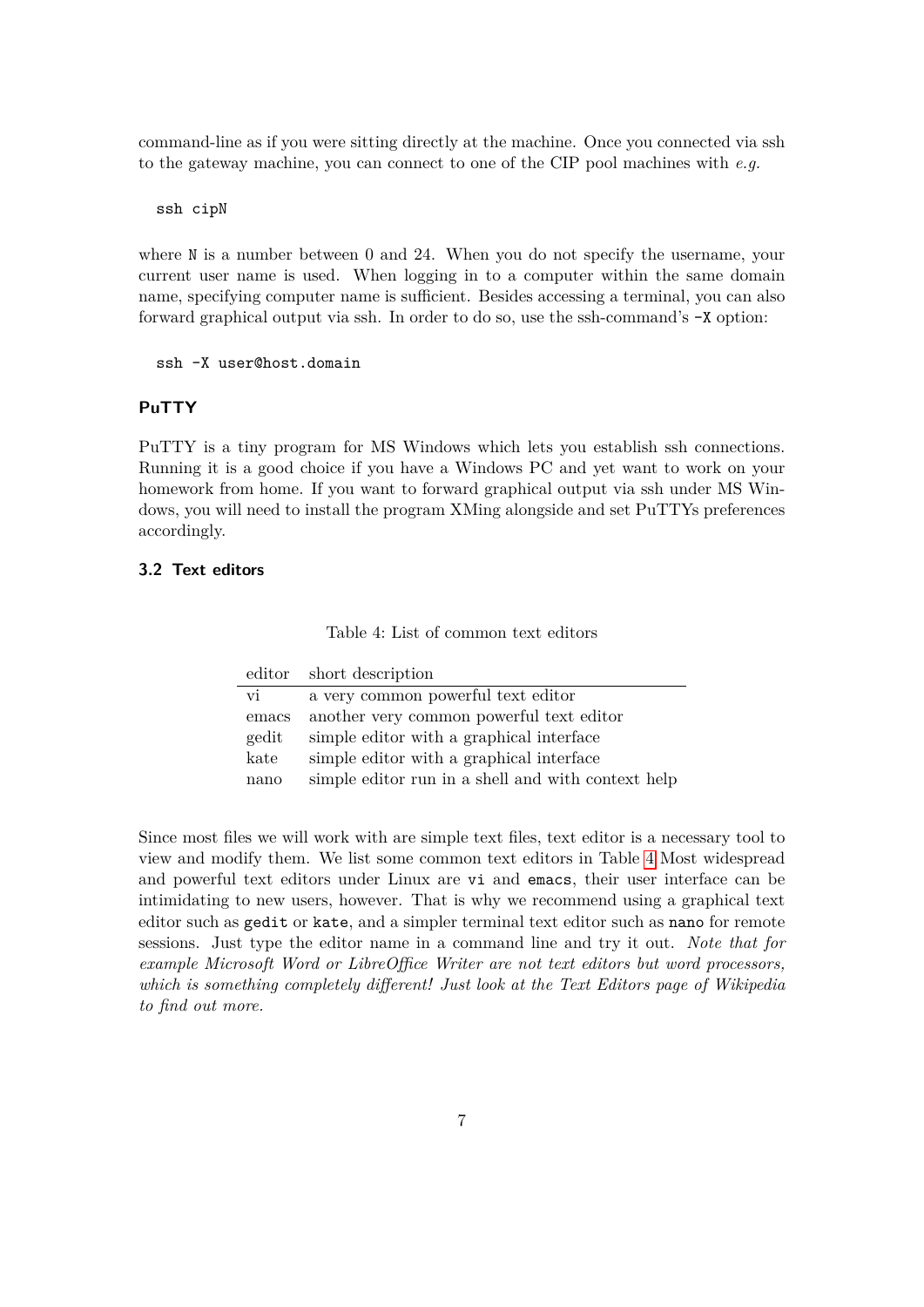command-line as if you were sitting directly at the machine. Once you connected via ssh to the gateway machine, you can connect to one of the CIP pool machines with *e.g.*

```
ssh cipN
```

where `N` is a number between 0 and 24. When you do not specify the username, your current user name is used. When logging in to a computer within the same domain name, specifying computer name is sufficient. Besides accessing a terminal, you can also forward graphical output via ssh. In order to do so, use the ssh-command's `-X` option:

```
ssh -X user@host.domain
```

#### PuTTY

PuTTY is a tiny program for MS Windows which lets you establish ssh connections. Running it is a good choice if you have a Windows PC and yet want to work on your homework from home. If you want to forward graphical output via ssh under MS Windows, you will need to install the program XMing alongside and set PuTTYs preferences accordingly.

### 3.2 Text editors

Table 4: List of common text editors

| editor | short description |
|---|---|
| vi | a very common powerful text editor |
| emacs | another very common powerful text editor |
| gedit | simple editor with a graphical interface |
| kate | simple editor with a graphical interface |
| nano | simple editor run in a shell and with context help |

Since most files we will work with are simple text files, text editor is a necessary tool to view and modify them. We list some common text editors in Table 4 Most widespread and powerful text editors under Linux are `vi` and `emacs`, their user interface can be intimidating to new users, however. That is why we recommend using a graphical text editor such as `gedit` or `kate`, and a simpler terminal text editor such as `nano` for remote sessions. Just type the editor name in a command line and try it out. *Note that for example Microsoft Word or LibreOffice Writer are not text editors but word processors, which is something completely different! Just look at the Text Editors page of Wikipedia to find out more.*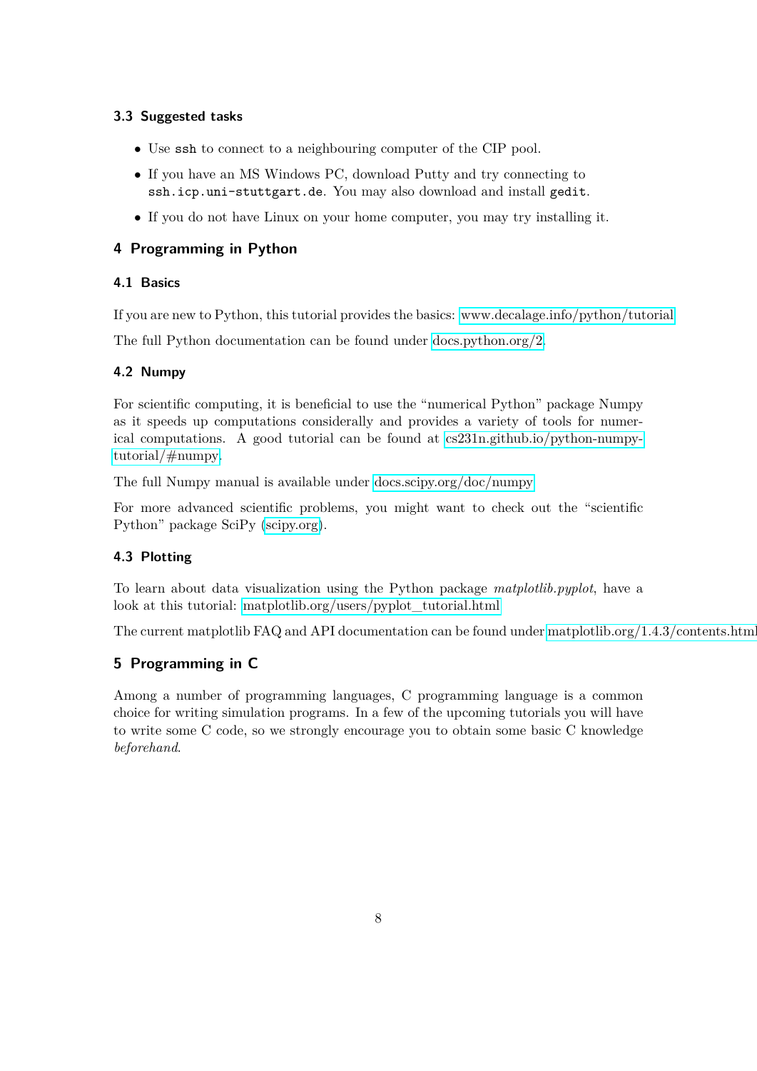### 3.3 Suggested tasks

- Use `ssh` to connect to a neighbouring computer of the CIP pool.
- If you have an MS Windows PC, download Putty and try connecting to `ssh.icp.uni-stuttgart.de`. You may also download and install `gedit`.
- If you do not have Linux on your home computer, you may try installing it.

## 4 Programming in Python

### 4.1 Basics

If you are new to Python, this tutorial provides the basics: www.decalage.info/python/tutorial

The full Python documentation can be found under docs.python.org/2.

### 4.2 Numpy

For scientific computing, it is beneficial to use the "numerical Python" package Numpy as it speeds up computations considerally and provides a variety of tools for numerical computations. A good tutorial can be found at cs231n.github.io/python-numpy-tutorial/#numpy.

The full Numpy manual is available under docs.scipy.org/doc/numpy

For more advanced scientific problems, you might want to check out the "scientific Python" package SciPy (scipy.org).

### 4.3 Plotting

To learn about data visualization using the Python package *matplotlib.pyplot*, have a look at this tutorial: matplotlib.org/users/pyplot_tutorial.html

The current matplotlib FAQ and API documentation can be found under matplotlib.org/1.4.3/contents.html

## 5 Programming in C

Among a number of programming languages, C programming language is a common choice for writing simulation programs. In a few of the upcoming tutorials you will have to write some C code, so we strongly encourage you to obtain some basic C knowledge *beforehand*.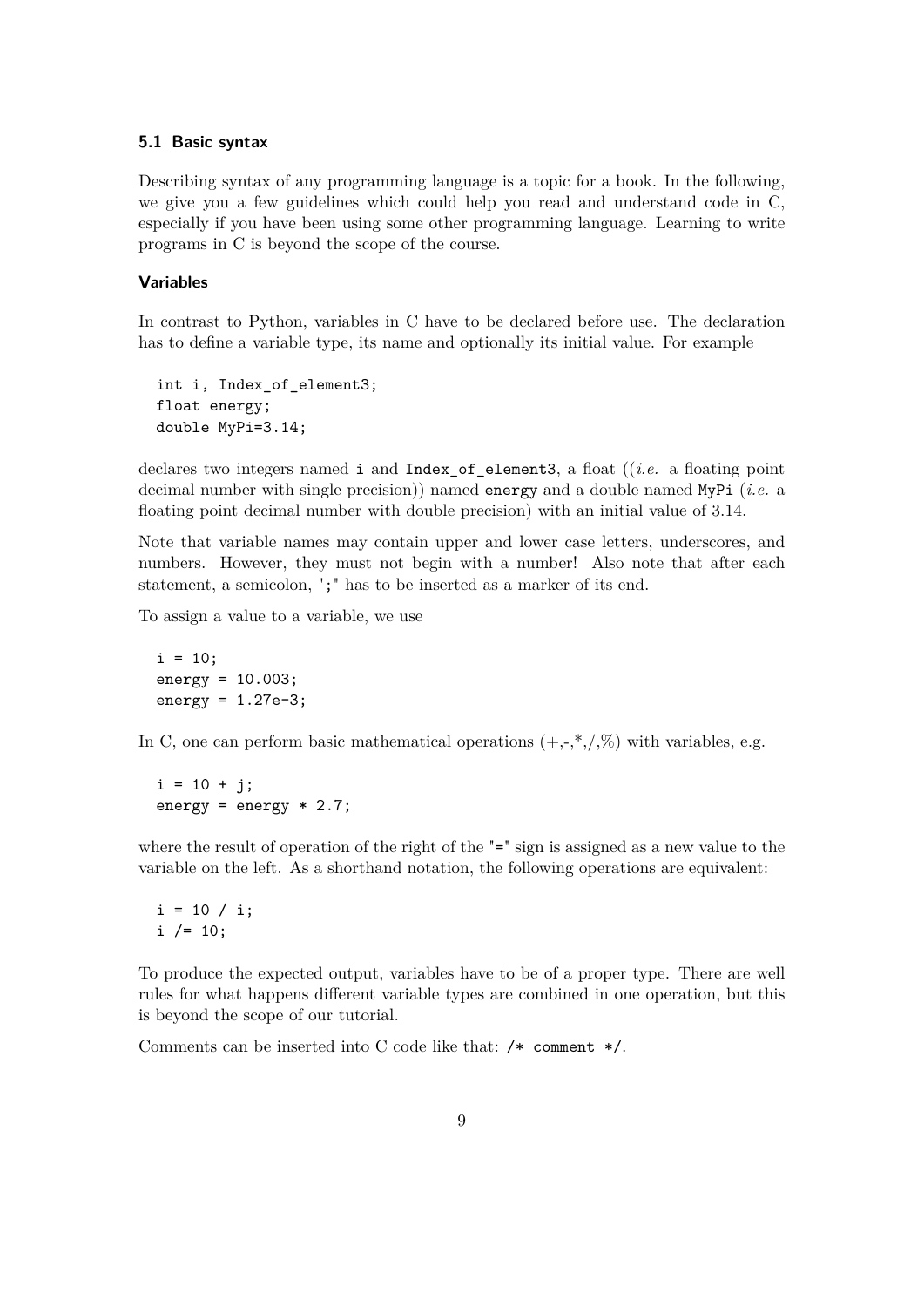### 5.1 Basic syntax

Describing syntax of any programming language is a topic for a book. In the following, we give you a few guidelines which could help you read and understand code in C, especially if you have been using some other programming language. Learning to write programs in C is beyond the scope of the course.

#### Variables

In contrast to Python, variables in C have to be declared before use. The declaration has to define a variable type, its name and optionally its initial value. For example

```
int i, Index_of_element3;
float energy;
double MyPi=3.14;
```

declares two integers named `i` and `Index_of_element3`, a float ((*i.e.* a floating point decimal number with single precision)) named `energy` and a double named `MyPi` (*i.e.* a floating point decimal number with double precision) with an initial value of 3.14.

Note that variable names may contain upper and lower case letters, underscores, and numbers. However, they must not begin with a number! Also note that after each statement, a semicolon, "`;`" has to be inserted as a marker of its end.

To assign a value to a variable, we use

```
i = 10;
energy = 10.003;
energy = 1.27e-3;
```

In C, one can perform basic mathematical operations (+,-,*,/,%) with variables, e.g.

```
i = 10 + j;
energy = energy * 2.7;
```

where the result of operation of the right of the "`=`" sign is assigned as a new value to the variable on the left. As a shorthand notation, the following operations are equivalent:

```
i = 10 / i;
i /= 10;
```

To produce the expected output, variables have to be of a proper type. There are well rules for what happens different variable types are combined in one operation, but this is beyond the scope of our tutorial.

Comments can be inserted into C code like that: `/* comment */`.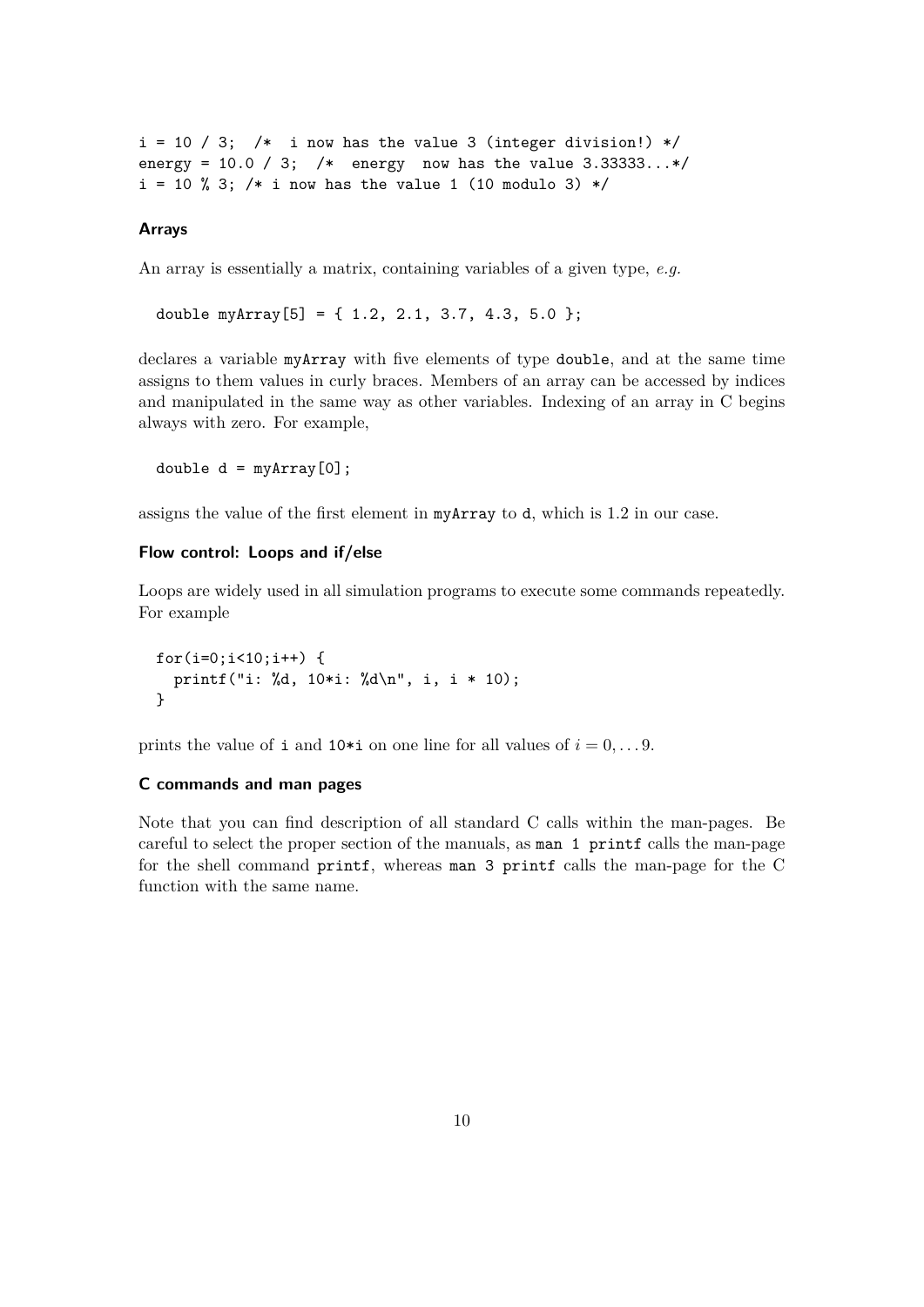```
i = 10 / 3;  /*  i now has the value 3 (integer division!) */
energy = 10.0 / 3;  /*  energy  now has the value 3.33333...*/
i = 10 % 3; /* i now has the value 1 (10 modulo 3) */
```

#### Arrays

An array is essentially a matrix, containing variables of a given type, *e.g.*

```
double myArray[5] = { 1.2, 2.1, 3.7, 4.3, 5.0 };
```

declares a variable `myArray` with five elements of type `double`, and at the same time assigns to them values in curly braces. Members of an array can be accessed by indices and manipulated in the same way as other variables. Indexing of an array in C begins always with zero. For example,

```
double d = myArray[0];
```

assigns the value of the first element in `myArray` to `d`, which is 1.2 in our case.

#### Flow control: Loops and if/else

Loops are widely used in all simulation programs to execute some commands repeatedly. For example

```
for(i=0;i<10;i++) {
  printf("i: %d, 10*i: %d\n", i, i * 10);
}
```

prints the value of `i` and `10*i` on one line for all values of $i = 0, \ldots 9$.

#### C commands and man pages

Note that you can find description of all standard C calls within the man-pages. Be careful to select the proper section of the manuals, as `man 1 printf` calls the man-page for the shell command `printf`, whereas `man 3 printf` calls the man-page for the C function with the same name.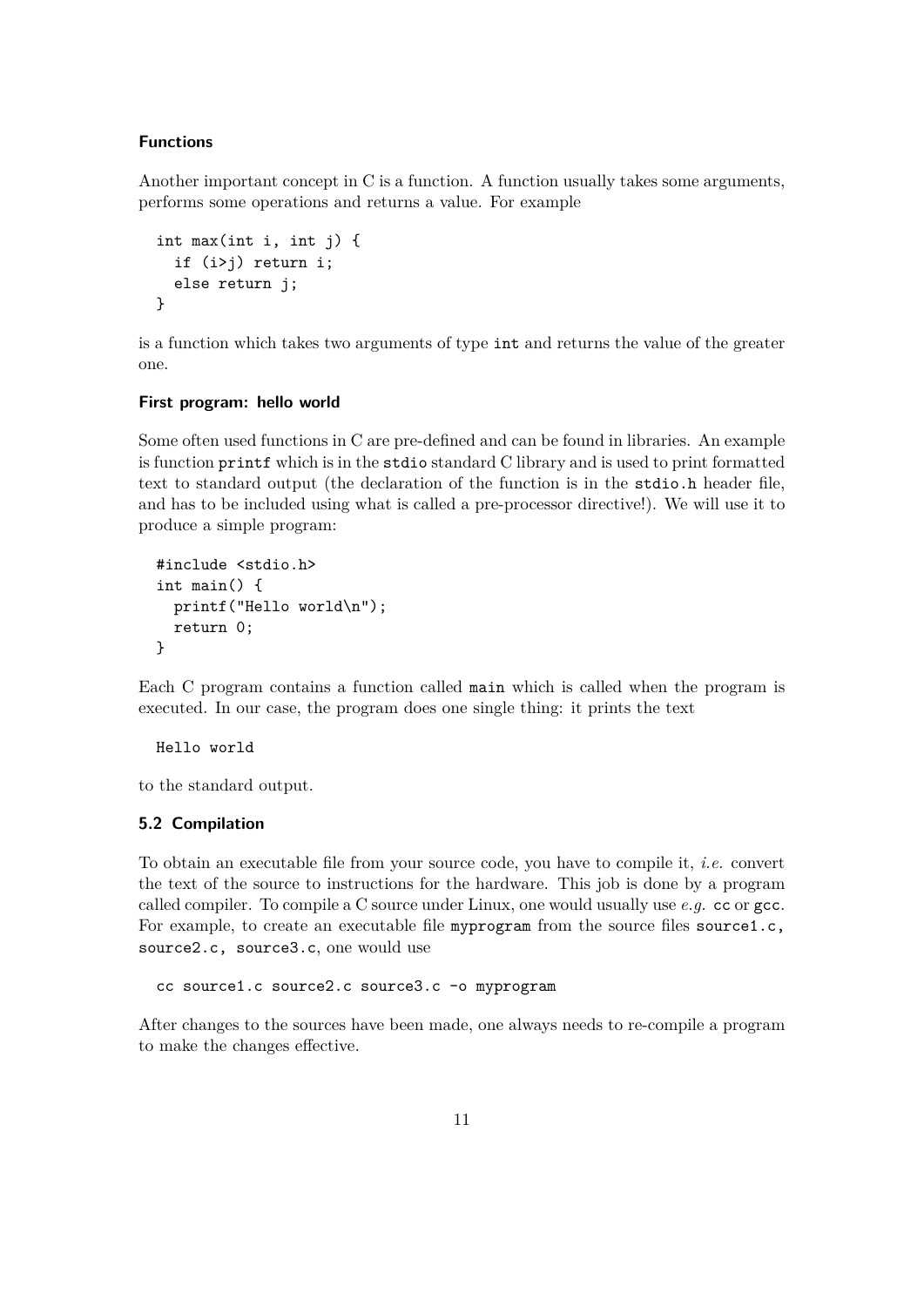### Functions

Another important concept in C is a function. A function usually takes some arguments, performs some operations and returns a value. For example

```
int max(int i, int j) {
  if (i>j) return i;
  else return j;
}
```

is a function which takes two arguments of type `int` and returns the value of the greater one.

### First program: hello world

Some often used functions in C are pre-defined and can be found in libraries. An example is function `printf` which is in the `stdio` standard C library and is used to print formatted text to standard output (the declaration of the function is in the `stdio.h` header file, and has to be included using what is called a pre-processor directive!). We will use it to produce a simple program:

```
#include <stdio.h>
int main() {
  printf("Hello world\n");
  return 0;
}
```

Each C program contains a function called `main` which is called when the program is executed. In our case, the program does one single thing: it prints the text

```
Hello world
```

to the standard output.

## 5.2 Compilation

To obtain an executable file from your source code, you have to compile it, *i.e.* convert the text of the source to instructions for the hardware. This job is done by a program called compiler. To compile a C source under Linux, one would usually use *e.g.* `cc` or `gcc`. For example, to create an executable file `myprogram` from the source files `source1.c, source2.c, source3.c`, one would use

```
cc source1.c source2.c source3.c -o myprogram
```

After changes to the sources have been made, one always needs to re-compile a program to make the changes effective.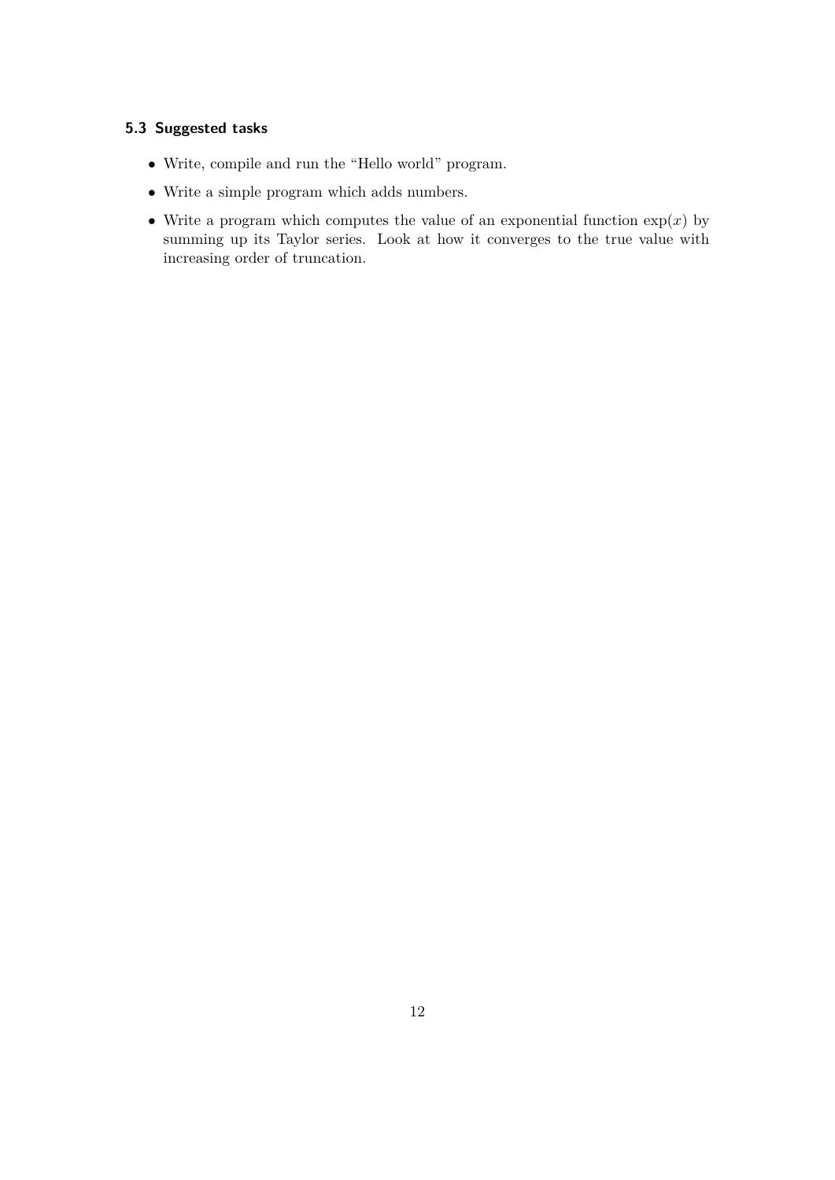### 5.3 Suggested tasks

- Write, compile and run the "Hello world" program.
- Write a simple program which adds numbers.
- Write a program which computes the value of an exponential function $\exp(x)$ by summing up its Taylor series. Look at how it converges to the true value with increasing order of truncation.